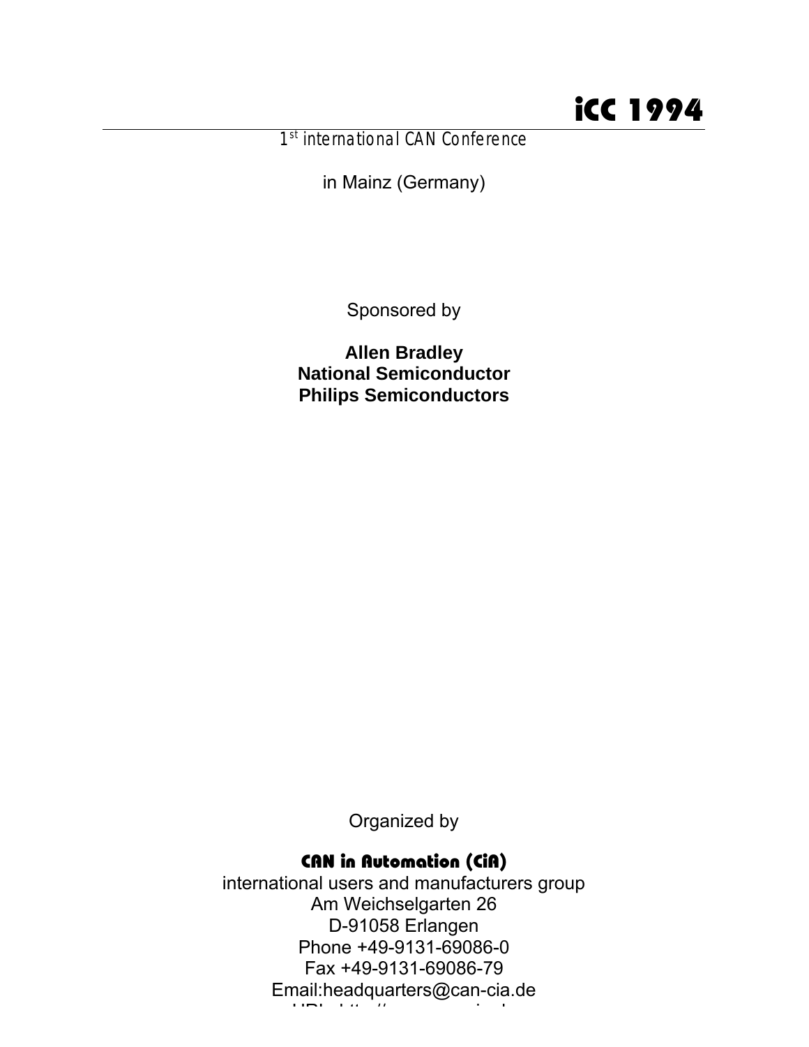# iCC 1994

1st international CAN Conference

in Mainz (Germany)

Sponsored by

**Allen Bradley**
**National Semiconductor**
**Philips Semiconductors**

Organized by

**CAN in Automation (CiA)**

international users and manufacturers group
Am Weichselgarten 26
D-91058 Erlangen
Phone +49-9131-69086-0
Fax +49-9131-69086-79
Email:headquarters@can-cia.de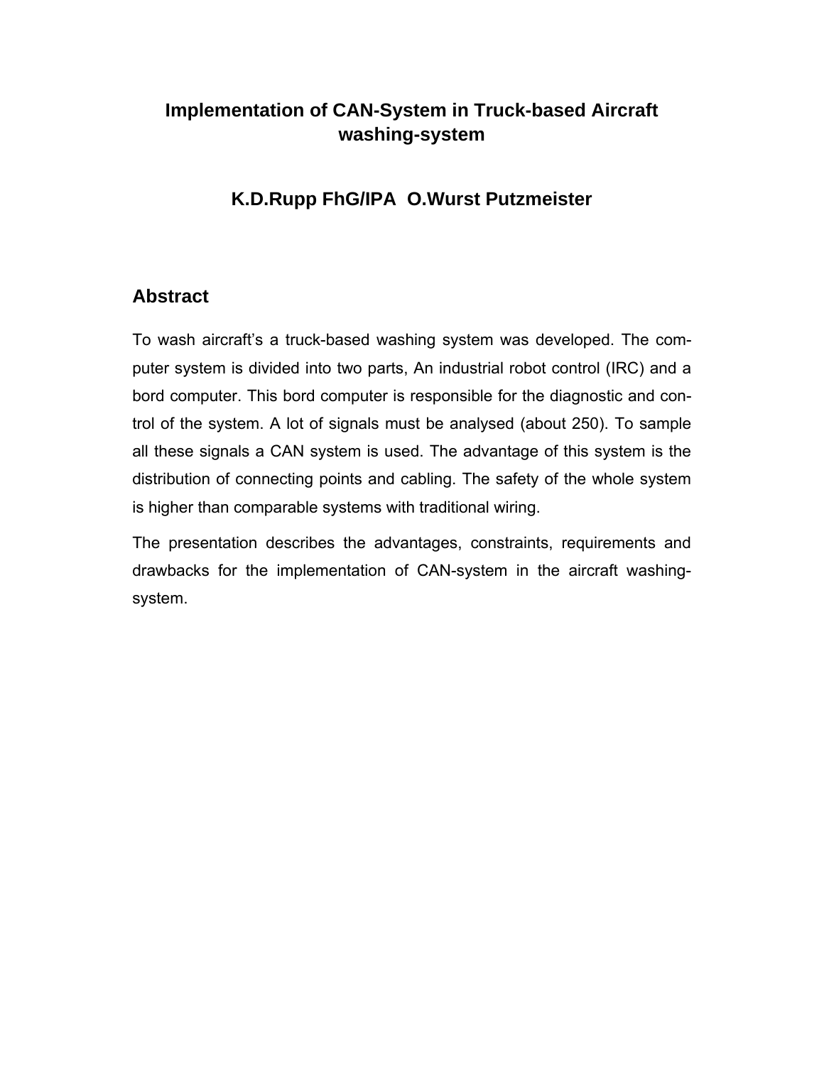# Implementation of CAN-System in Truck-based Aircraft washing-system

## K.D.Rupp FhG/IPA O.Wurst Putzmeister

## Abstract

To wash aircraft's a truck-based washing system was developed. The computer system is divided into two parts, An industrial robot control (IRC) and a bord computer. This bord computer is responsible for the diagnostic and control of the system. A lot of signals must be analysed (about 250). To sample all these signals a CAN system is used. The advantage of this system is the distribution of connecting points and cabling. The safety of the whole system is higher than comparable systems with traditional wiring.

The presentation describes the advantages, constraints, requirements and drawbacks for the implementation of CAN-system in the aircraft washing-system.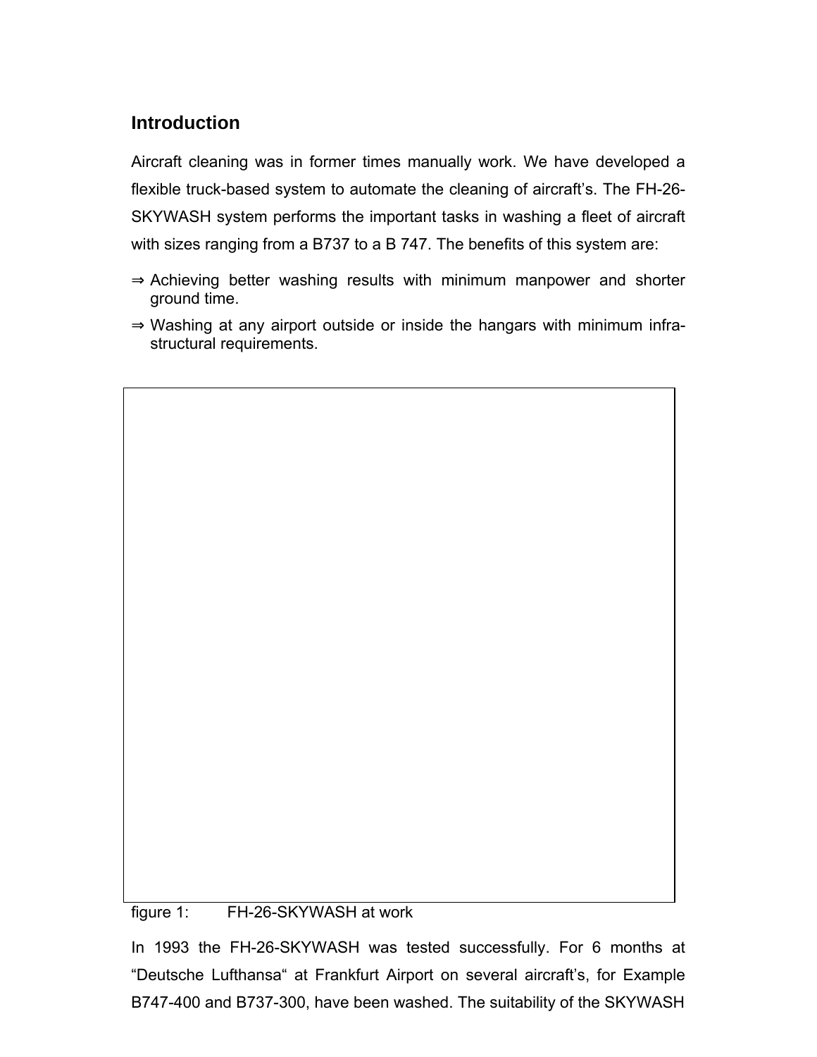## Introduction

Aircraft cleaning was in former times manually work. We have developed a flexible truck-based system to automate the cleaning of aircraft's. The FH-26-SKYWASH system performs the important tasks in washing a fleet of aircraft with sizes ranging from a B737 to a B 747. The benefits of this system are:

⇒ Achieving better washing results with minimum manpower and shorter ground time.

⇒ Washing at any airport outside or inside the hangars with minimum infra-structural requirements.

figure 1: FH-26-SKYWASH at work

In 1993 the FH-26-SKYWASH was tested successfully. For 6 months at "Deutsche Lufthansa" at Frankfurt Airport on several aircraft's, for Example B747-400 and B737-300, have been washed. The suitability of the SKYWASH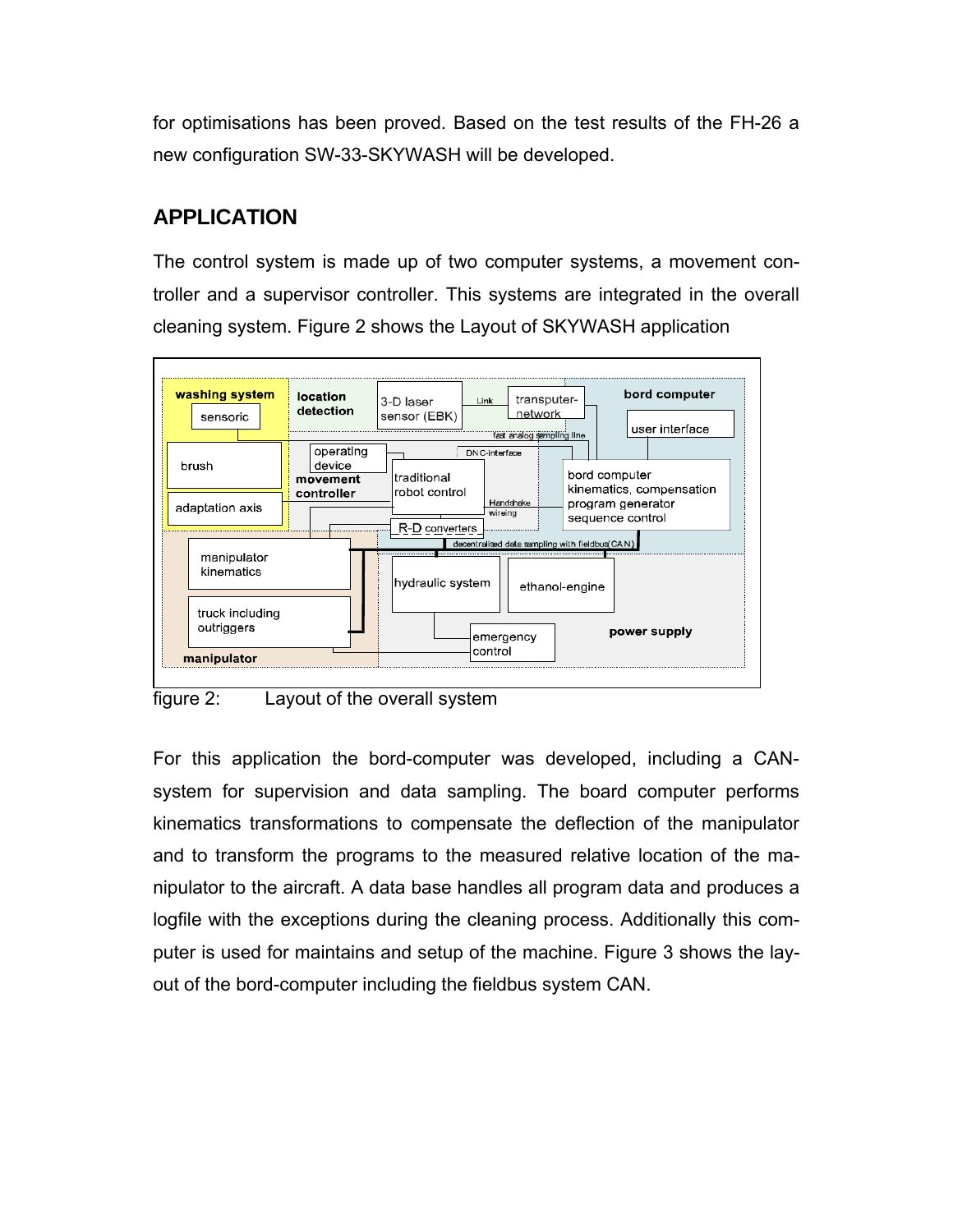for optimisations has been proved. Based on the test results of the FH-26 a new configuration SW-33-SKYWASH will be developed.

## APPLICATION

The control system is made up of two computer systems, a movement controller and a supervisor controller. This systems are integrated in the overall cleaning system. Figure 2 shows the Layout of SKYWASH application

figure 2: Layout of the overall system

For this application the bord-computer was developed, including a CAN-system for supervision and data sampling. The board computer performs kinematics transformations to compensate the deflection of the manipulator and to transform the programs to the measured relative location of the manipulator to the aircraft. A data base handles all program data and produces a logfile with the exceptions during the cleaning process. Additionally this computer is used for maintains and setup of the machine. Figure 3 shows the layout of the bord-computer including the fieldbus system CAN.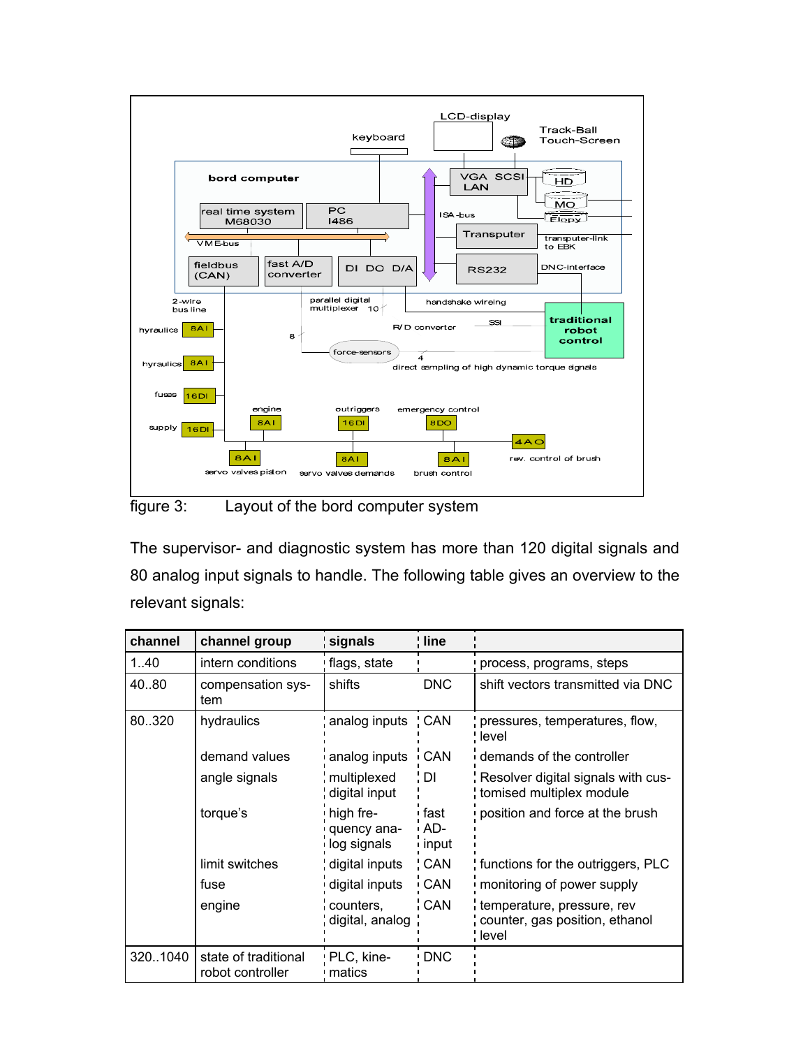figure 3: Layout of the bord computer system

The supervisor- and diagnostic system has more than 120 digital signals and 80 analog input signals to handle. The following table gives an overview to the relevant signals:

| channel | channel group | signals | line | |
|---|---|---|---|---|
| 1..40 | intern conditions | flags, state | | process, programs, steps |
| 40..80 | compensation system | shifts | DNC | shift vectors transmitted via DNC |
| 80..320 | hydraulics | analog inputs | CAN | pressures, temperatures, flow, level |
| | demand values | analog inputs | CAN | demands of the controller |
| | angle signals | multiplexed digital input | DI | Resolver digital signals with customised multiplex module |
| | torque's | high frequency analog signals | fast AD-input | position and force at the brush |
| | limit switches | digital inputs | CAN | functions for the outriggers, PLC |
| | fuse | digital inputs | CAN | monitoring of power supply |
| | engine | counters, digital, analog | CAN | temperature, pressure, rev counter, gas position, ethanol level |
| 320..1040 | state of traditional robot controller | PLC, kinematics | DNC | |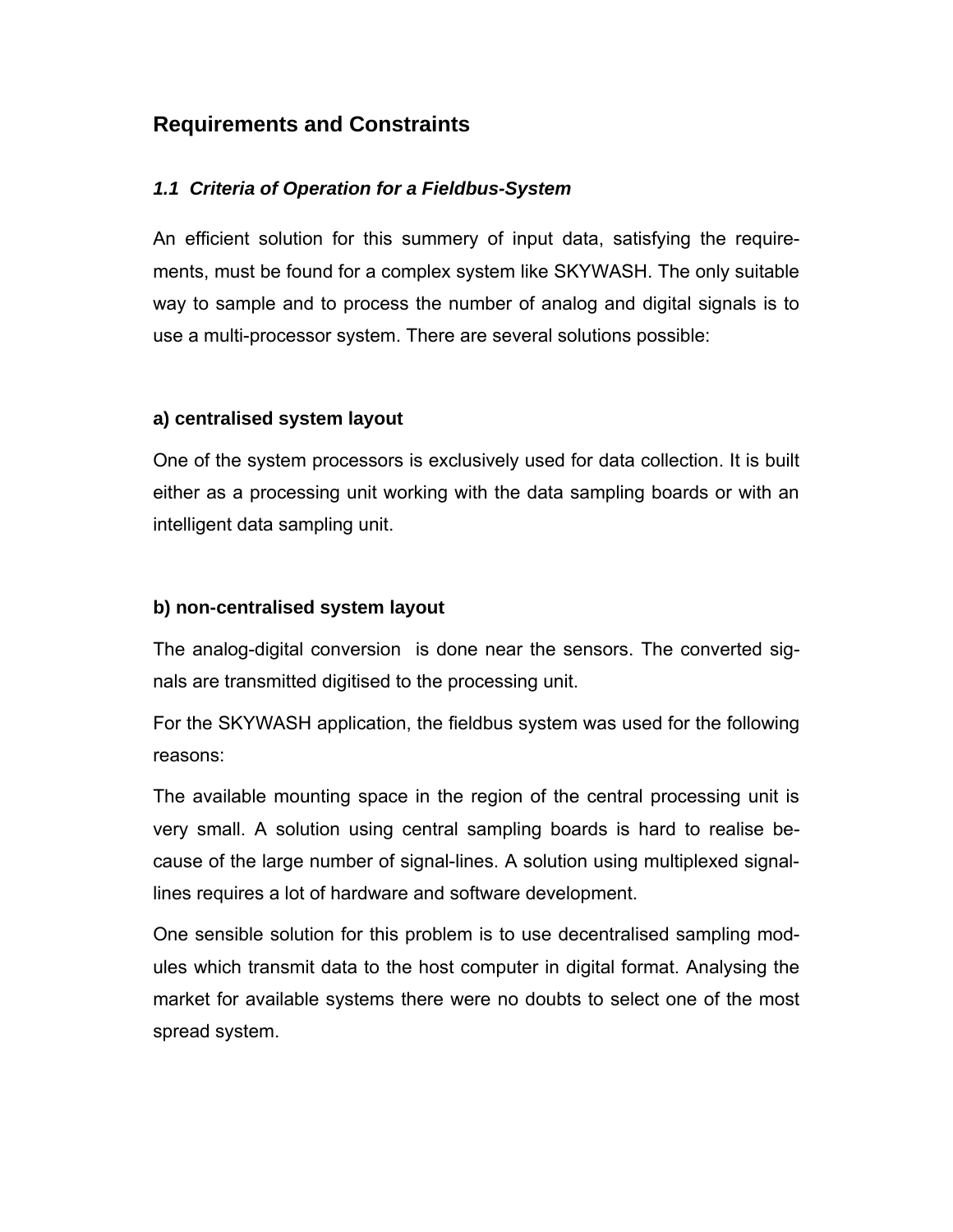# Requirements and Constraints

### *1.1 Criteria of Operation for a Fieldbus-System*

An efficient solution for this summery of input data, satisfying the requirements, must be found for a complex system like SKYWASH. The only suitable way to sample and to process the number of analog and digital signals is to use a multi-processor system. There are several solutions possible:

**a) centralised system layout**

One of the system processors is exclusively used for data collection. It is built either as a processing unit working with the data sampling boards or with an intelligent data sampling unit.

**b) non-centralised system layout**

The analog-digital conversion is done near the sensors. The converted signals are transmitted digitised to the processing unit.

For the SKYWASH application, the fieldbus system was used for the following reasons:

The available mounting space in the region of the central processing unit is very small. A solution using central sampling boards is hard to realise because of the large number of signal-lines. A solution using multiplexed signal-lines requires a lot of hardware and software development.

One sensible solution for this problem is to use decentralised sampling modules which transmit data to the host computer in digital format. Analysing the market for available systems there were no doubts to select one of the most spread system.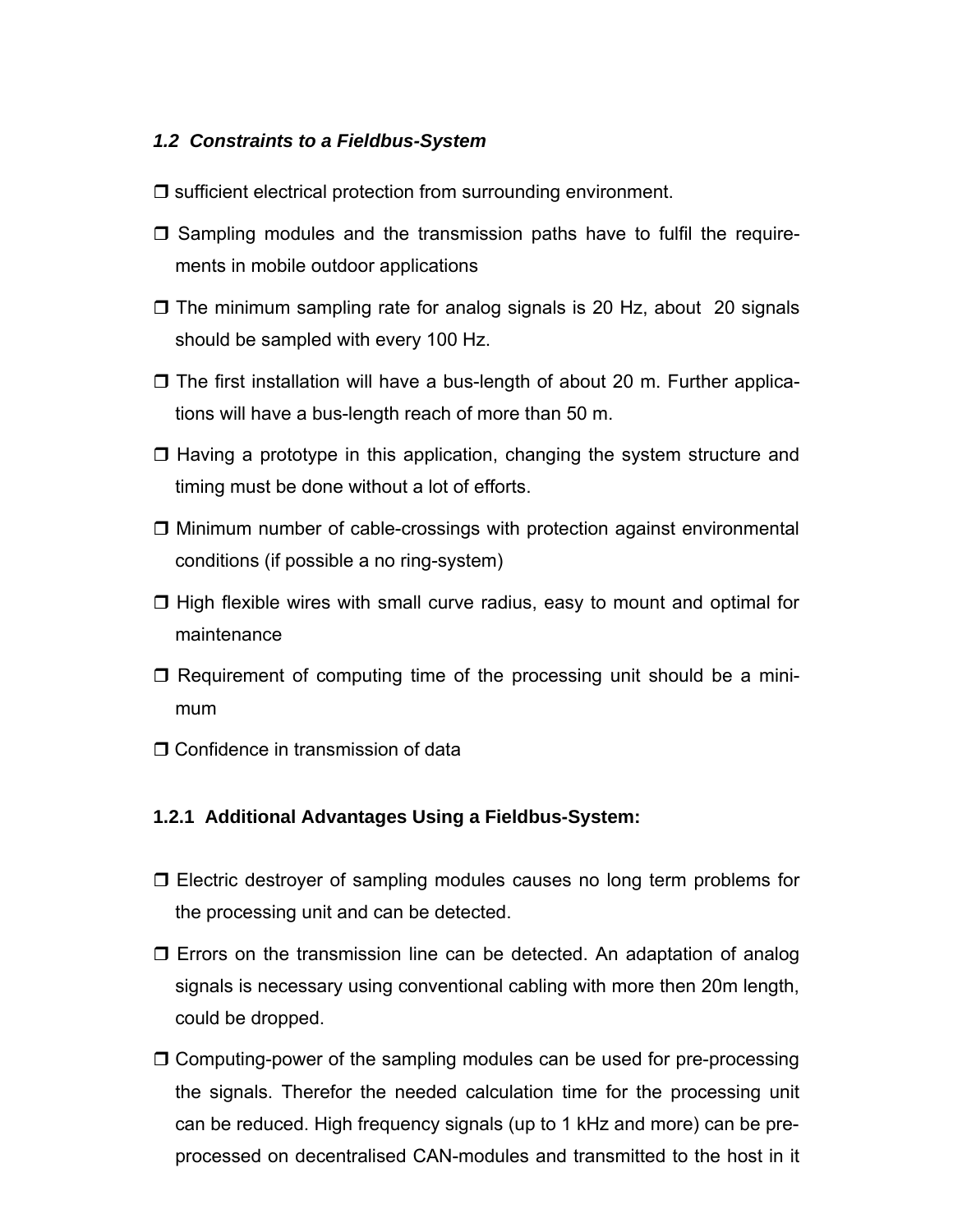### *1.2 Constraints to a Fieldbus-System*

- ❒ sufficient electrical protection from surrounding environment.
- ❒ Sampling modules and the transmission paths have to fulfil the requirements in mobile outdoor applications
- ❒ The minimum sampling rate for analog signals is 20 Hz, about 20 signals should be sampled with every 100 Hz.
- ❒ The first installation will have a bus-length of about 20 m. Further applications will have a bus-length reach of more than 50 m.
- ❒ Having a prototype in this application, changing the system structure and timing must be done without a lot of efforts.
- ❒ Minimum number of cable-crossings with protection against environmental conditions (if possible a no ring-system)
- ❒ High flexible wires with small curve radius, easy to mount and optimal for maintenance
- ❒ Requirement of computing time of the processing unit should be a minimum
- ❒ Confidence in transmission of data

#### 1.2.1 Additional Advantages Using a Fieldbus-System:

- ❒ Electric destroyer of sampling modules causes no long term problems for the processing unit and can be detected.
- ❒ Errors on the transmission line can be detected. An adaptation of analog signals is necessary using conventional cabling with more then 20m length, could be dropped.
- ❒ Computing-power of the sampling modules can be used for pre-processing the signals. Therefor the needed calculation time for the processing unit can be reduced. High frequency signals (up to 1 kHz and more) can be pre-processed on decentralised CAN-modules and transmitted to the host in it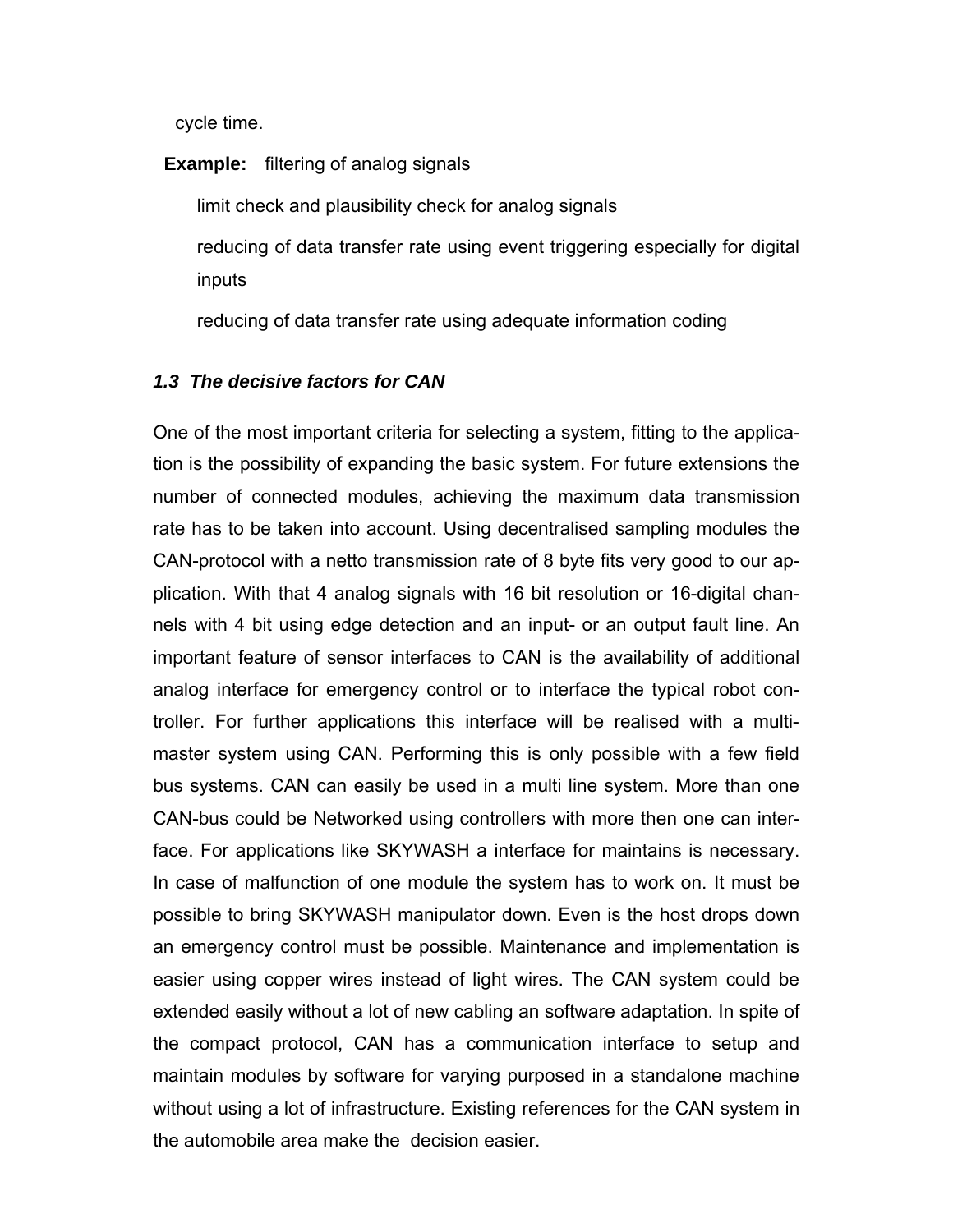cycle time.

**Example:** filtering of analog signals

limit check and plausibility check for analog signals

reducing of data transfer rate using event triggering especially for digital inputs

reducing of data transfer rate using adequate information coding

### *1.3 The decisive factors for CAN*

One of the most important criteria for selecting a system, fitting to the application is the possibility of expanding the basic system. For future extensions the number of connected modules, achieving the maximum data transmission rate has to be taken into account. Using decentralised sampling modules the CAN-protocol with a netto transmission rate of 8 byte fits very good to our application. With that 4 analog signals with 16 bit resolution or 16-digital channels with 4 bit using edge detection and an input- or an output fault line. An important feature of sensor interfaces to CAN is the availability of additional analog interface for emergency control or to interface the typical robot controller. For further applications this interface will be realised with a multi-master system using CAN. Performing this is only possible with a few field bus systems. CAN can easily be used in a multi line system. More than one CAN-bus could be Networked using controllers with more then one can interface. For applications like SKYWASH a interface for maintains is necessary. In case of malfunction of one module the system has to work on. It must be possible to bring SKYWASH manipulator down. Even is the host drops down an emergency control must be possible. Maintenance and implementation is easier using copper wires instead of light wires. The CAN system could be extended easily without a lot of new cabling an software adaptation. In spite of the compact protocol, CAN has a communication interface to setup and maintain modules by software for varying purposed in a standalone machine without using a lot of infrastructure. Existing references for the CAN system in the automobile area make the decision easier.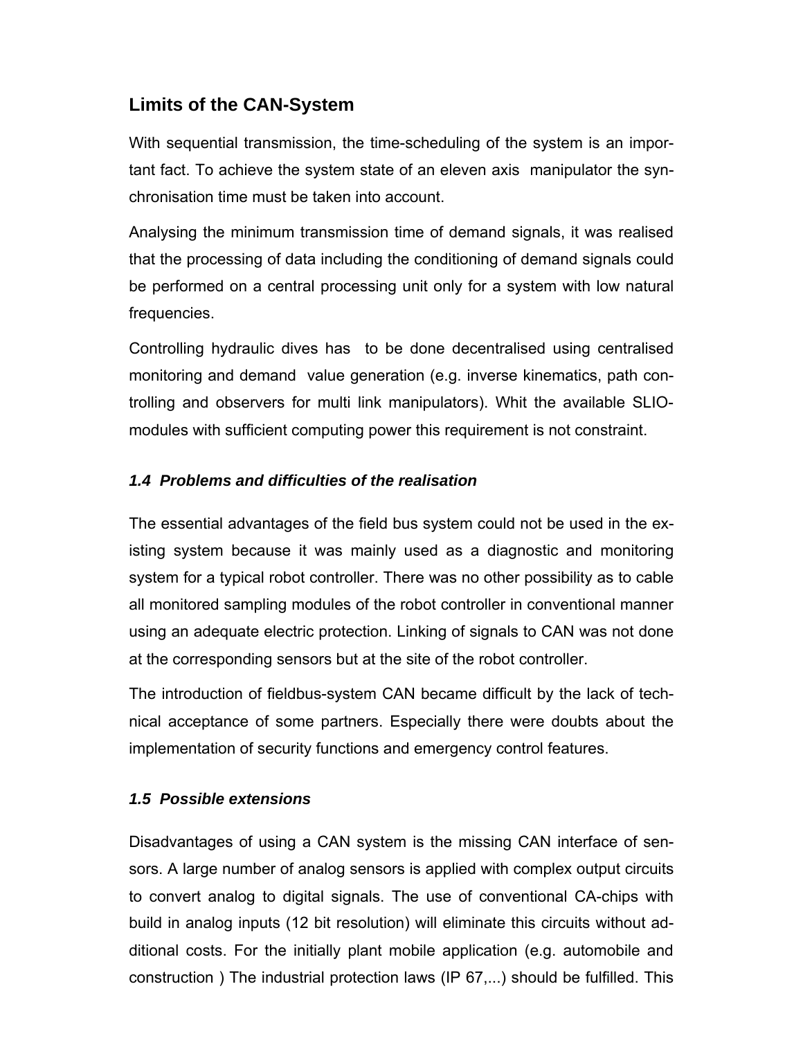## Limits of the CAN-System

With sequential transmission, the time-scheduling of the system is an important fact. To achieve the system state of an eleven axis manipulator the synchronisation time must be taken into account.

Analysing the minimum transmission time of demand signals, it was realised that the processing of data including the conditioning of demand signals could be performed on a central processing unit only for a system with low natural frequencies.

Controlling hydraulic dives has to be done decentralised using centralised monitoring and demand value generation (e.g. inverse kinematics, path controlling and observers for multi link manipulators). Whit the available SLIO-modules with sufficient computing power this requirement is not constraint.

### *1.4 Problems and difficulties of the realisation*

The essential advantages of the field bus system could not be used in the existing system because it was mainly used as a diagnostic and monitoring system for a typical robot controller. There was no other possibility as to cable all monitored sampling modules of the robot controller in conventional manner using an adequate electric protection. Linking of signals to CAN was not done at the corresponding sensors but at the site of the robot controller.

The introduction of fieldbus-system CAN became difficult by the lack of technical acceptance of some partners. Especially there were doubts about the implementation of security functions and emergency control features.

### *1.5 Possible extensions*

Disadvantages of using a CAN system is the missing CAN interface of sensors. A large number of analog sensors is applied with complex output circuits to convert analog to digital signals. The use of conventional CA-chips with build in analog inputs (12 bit resolution) will eliminate this circuits without additional costs. For the initially plant mobile application (e.g. automobile and construction ) The industrial protection laws (IP 67,...) should be fulfilled. This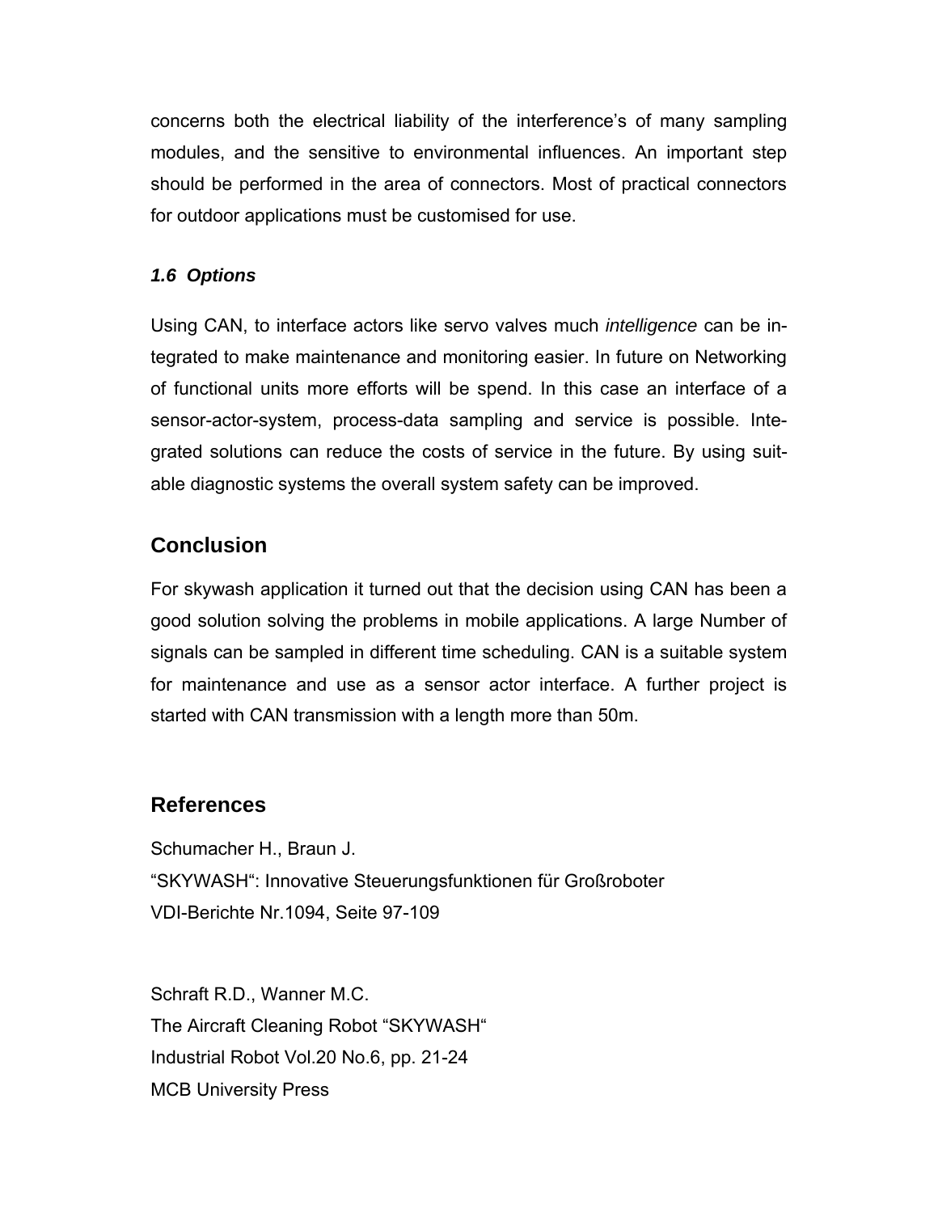concerns both the electrical liability of the interference's of many sampling modules, and the sensitive to environmental influences. An important step should be performed in the area of connectors. Most of practical connectors for outdoor applications must be customised for use.

### *1.6 Options*

Using CAN, to interface actors like servo valves much *intelligence* can be integrated to make maintenance and monitoring easier. In future on Networking of functional units more efforts will be spend. In this case an interface of a sensor-actor-system, process-data sampling and service is possible. Integrated solutions can reduce the costs of service in the future. By using suitable diagnostic systems the overall system safety can be improved.

## Conclusion

For skywash application it turned out that the decision using CAN has been a good solution solving the problems in mobile applications. A large Number of signals can be sampled in different time scheduling. CAN is a suitable system for maintenance and use as a sensor actor interface. A further project is started with CAN transmission with a length more than 50m.

## References

Schumacher H., Braun J.
"SKYWASH": Innovative Steuerungsfunktionen für Großroboter
VDI-Berichte Nr.1094, Seite 97-109

Schraft R.D., Wanner M.C.
The Aircraft Cleaning Robot "SKYWASH"
Industrial Robot Vol.20 No.6, pp. 21-24
MCB University Press